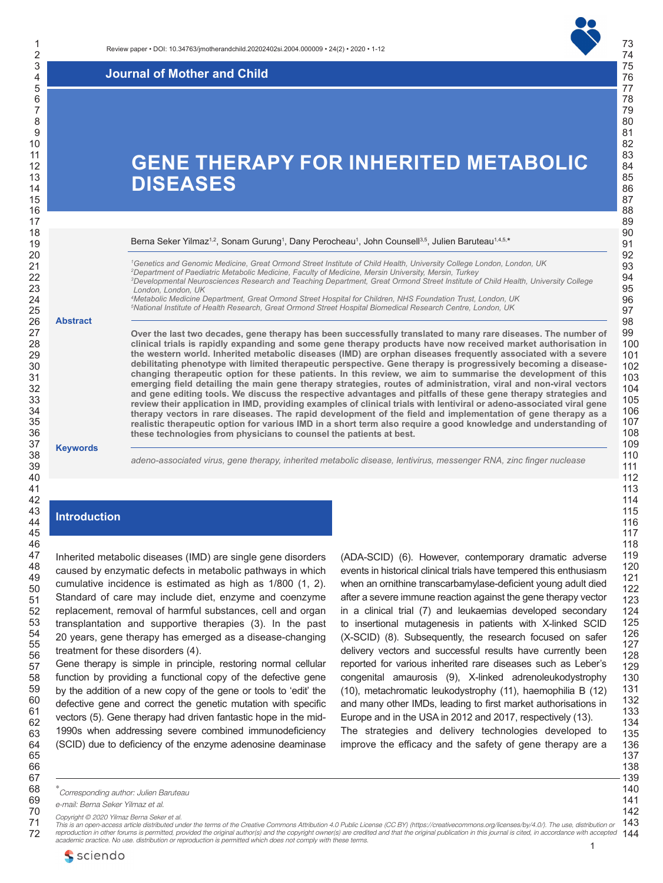Journal of Mother and Child

# GENE THERAPY FOR INHERITED METABOLIC DISEASES

Berna Seker Yilmaz[1,2], Sonam Gurung[1], Dany Perocheau[1], John Counsell[3,5], Julien Baruteau[1,4,5,*]

[1]Genetics and Genomic Medicine, Great Ormond Street Institute of Child Health, University College London, London, UK
[2]Department of Paediatric Metabolic Medicine, Faculty of Medicine, Mersin University, Mersin, Turkey
[3]Developmental Neurosciences Research and Teaching Department, Great Ormond Street Institute of Child Health, University College London, London, UK
[4]Metabolic Medicine Department, Great Ormond Street Hospital for Children, NHS Foundation Trust, London, UK
[5]National Institute of Health Research, Great Ormond Street Hospital Biomedical Research Centre, London, UK

**Abstract**

**Over the last two decades, gene therapy has been successfully translated to many rare diseases. The number of clinical trials is rapidly expanding and some gene therapy products have now received market authorisation in the western world. Inherited metabolic diseases (IMD) are orphan diseases frequently associated with a severe debilitating phenotype with limited therapeutic perspective. Gene therapy is progressively becoming a disease-changing therapeutic option for these patients. In this review, we aim to summarise the development of this emerging field detailing the main gene therapy strategies, routes of administration, viral and non-viral vectors and gene editing tools. We discuss the respective advantages and pitfalls of these gene therapy strategies and review their application in IMD, providing examples of clinical trials with lentiviral or adeno-associated viral gene therapy vectors in rare diseases. The rapid development of the field and implementation of gene therapy as a realistic therapeutic option for various IMD in a short term also require a good knowledge and understanding of these technologies from physicians to counsel the patients at best.**

**Keywords**

*adeno-associated virus, gene therapy, inherited metabolic disease, lentivirus, messenger RNA, zinc finger nuclease*

## Introduction

Inherited metabolic diseases (IMD) are single gene disorders caused by enzymatic defects in metabolic pathways in which cumulative incidence is estimated as high as 1/800 (1, 2). Standard of care may include diet, enzyme and coenzyme replacement, removal of harmful substances, cell and organ transplantation and supportive therapies (3). In the past 20 years, gene therapy has emerged as a disease-changing treatment for these disorders (4).

Gene therapy is simple in principle, restoring normal cellular function by providing a functional copy of the defective gene by the addition of a new copy of the gene or tools to 'edit' the defective gene and correct the genetic mutation with specific vectors (5). Gene therapy had driven fantastic hope in the mid-1990s when addressing severe combined immunodeficiency (SCID) due to deficiency of the enzyme adenosine deaminase (ADA-SCID) (6). However, contemporary dramatic adverse events in historical clinical trials have tempered this enthusiasm when an ornithine transcarbamylase-deficient young adult died after a severe immune reaction against the gene therapy vector in a clinical trial (7) and leukaemias developed secondary to insertional mutagenesis in patients with X-linked SCID (X-SCID) (8). Subsequently, the research focused on safer delivery vectors and successful results have currently been reported for various inherited rare diseases such as Leber's congenital amaurosis (9), X-linked adrenoleukodystrophy (10), metachromatic leukodystrophy (11), haemophilia B (12) and many other IMDs, leading to first market authorisations in Europe and in the USA in 2012 and 2017, respectively (13).

The strategies and delivery technologies developed to improve the efficacy and the safety of gene therapy are a

---

*Corresponding author: Julien Baruteau
e-mail: Berna Seker Yilmaz et al.

Copyright © 2020 Yilmaz Berna Seker et al.
This is an open-access article distributed under the terms of the Creative Commons Attribution 4.0 Public License (CC BY) (https://creativecommons.org/licenses/by/4.0/). The use, distribution or reproduction in other forums is permitted, provided the original author(s) and the copyright owner(s) are credited and that the original publication in this journal is cited, in accordance with accepted academic practice. No use, distribution or reproduction is permitted which does not comply with these terms.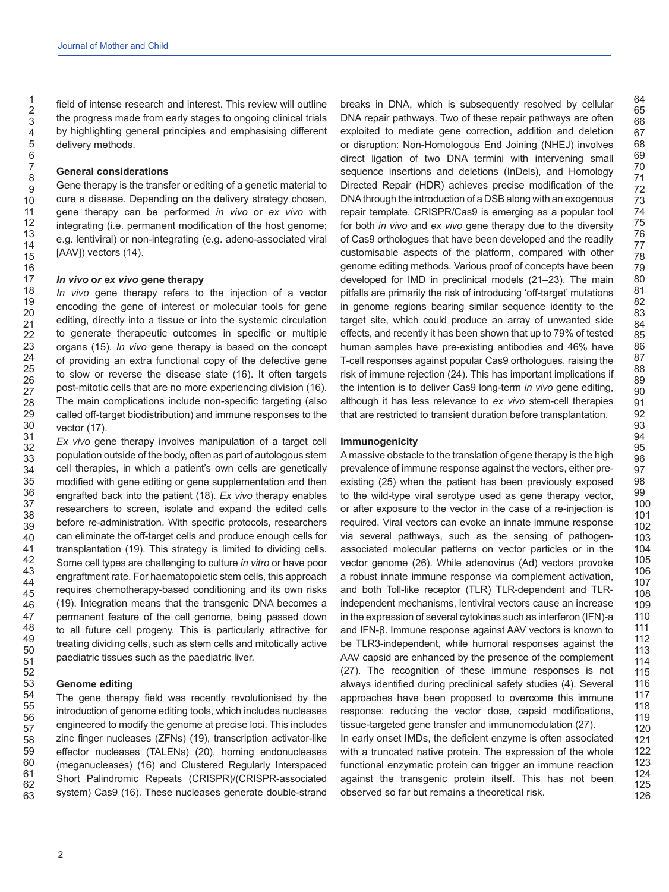field of intense research and interest. This review will outline the progress made from early stages to ongoing clinical trials by highlighting general principles and emphasising different delivery methods.

## General considerations

Gene therapy is the transfer or editing of a genetic material to cure a disease. Depending on the delivery strategy chosen, gene therapy can be performed *in vivo* or *ex vivo* with integrating (i.e. permanent modification of the host genome; e.g. lentiviral) or non-integrating (e.g. adeno-associated viral [AAV]) vectors (14).

### *In vivo* or *ex vivo* gene therapy

*In vivo* gene therapy refers to the injection of a vector encoding the gene of interest or molecular tools for gene editing, directly into a tissue or into the systemic circulation to generate therapeutic outcomes in specific or multiple organs (15). *In vivo* gene therapy is based on the concept of providing an extra functional copy of the defective gene to slow or reverse the disease state (16). It often targets post-mitotic cells that are no more experiencing division (16). The main complications include non-specific targeting (also called off-target biodistribution) and immune responses to the vector (17).

*Ex vivo* gene therapy involves manipulation of a target cell population outside of the body, often as part of autologous stem cell therapies, in which a patient's own cells are genetically modified with gene editing or gene supplementation and then engrafted back into the patient (18). *Ex vivo* therapy enables researchers to screen, isolate and expand the edited cells before re-administration. With specific protocols, researchers can eliminate the off-target cells and produce enough cells for transplantation (19). This strategy is limited to dividing cells. Some cell types are challenging to culture *in vitro* or have poor engraftment rate. For haematopoietic stem cells, this approach requires chemotherapy-based conditioning and its own risks (19). Integration means that the transgenic DNA becomes a permanent feature of the cell genome, being passed down to all future cell progeny. This is particularly attractive for treating dividing cells, such as stem cells and mitotically active paediatric tissues such as the paediatric liver.

### Genome editing

The gene therapy field was recently revolutionised by the introduction of genome editing tools, which includes nucleases engineered to modify the genome at precise loci. This includes zinc finger nucleases (ZFNs) (19), transcription activator-like effector nucleases (TALENs) (20), homing endonucleases (meganucleases) (16) and Clustered Regularly Interspaced Short Palindromic Repeats (CRISPR)/(CRISPR-associated system) Cas9 (16). These nucleases generate double-strand breaks in DNA, which is subsequently resolved by cellular DNA repair pathways. Two of these repair pathways are often exploited to mediate gene correction, addition and deletion or disruption: Non-Homologous End Joining (NHEJ) involves direct ligation of two DNA termini with intervening small sequence insertions and deletions (InDels), and Homology Directed Repair (HDR) achieves precise modification of the DNA through the introduction of a DSB along with an exogenous repair template. CRISPR/Cas9 is emerging as a popular tool for both *in vivo* and *ex vivo* gene therapy due to the diversity of Cas9 orthologues that have been developed and the readily customisable aspects of the platform, compared with other genome editing methods. Various proof of concepts have been developed for IMD in preclinical models (21–23). The main pitfalls are primarily the risk of introducing 'off-target' mutations in genome regions bearing similar sequence identity to the target site, which could produce an array of unwanted side effects, and recently it has been shown that up to 79% of tested human samples have pre-existing antibodies and 46% have T-cell responses against popular Cas9 orthologues, raising the risk of immune rejection (24). This has important implications if the intention is to deliver Cas9 long-term *in vivo* gene editing, although it has less relevance to *ex vivo* stem-cell therapies that are restricted to transient duration before transplantation.

### Immunogenicity

A massive obstacle to the translation of gene therapy is the high prevalence of immune response against the vectors, either pre-existing (25) when the patient has been previously exposed to the wild-type viral serotype used as gene therapy vector, or after exposure to the vector in the case of a re-injection is required. Viral vectors can evoke an innate immune response via several pathways, such as the sensing of pathogen-associated molecular patterns on vector particles or in the vector genome (26). While adenovirus (Ad) vectors provoke a robust innate immune response via complement activation, and both Toll-like receptor (TLR) TLR-dependent and TLR-independent mechanisms, lentiviral vectors cause an increase in the expression of several cytokines such as interferon (IFN)-a and IFN-β. Immune response against AAV vectors is known to be TLR3-independent, while humoral responses against the AAV capsid are enhanced by the presence of the complement (27). The recognition of these immune responses is not always identified during preclinical safety studies (4). Several approaches have been proposed to overcome this immune response: reducing the vector dose, capsid modifications, tissue-targeted gene transfer and immunomodulation (27).

In early onset IMDs, the deficient enzyme is often associated with a truncated native protein. The expression of the whole functional enzymatic protein can trigger an immune reaction against the transgenic protein itself. This has not been observed so far but remains a theoretical risk.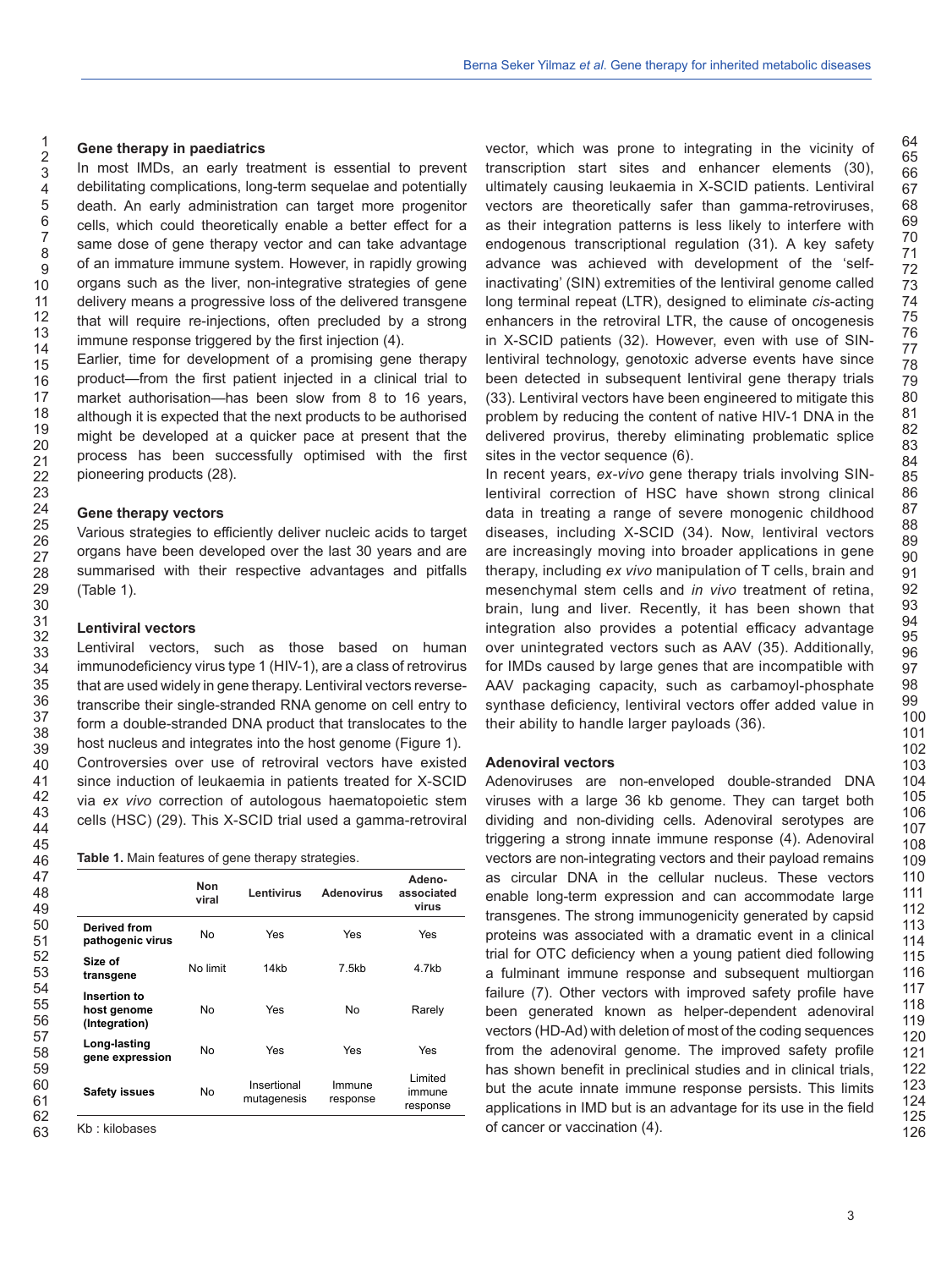## Gene therapy in paediatrics

In most IMDs, an early treatment is essential to prevent debilitating complications, long-term sequelae and potentially death. An early administration can target more progenitor cells, which could theoretically enable a better effect for a same dose of gene therapy vector and can take advantage of an immature immune system. However, in rapidly growing organs such as the liver, non-integrative strategies of gene delivery means a progressive loss of the delivered transgene that will require re-injections, often precluded by a strong immune response triggered by the first injection (4).

Earlier, time for development of a promising gene therapy product—from the first patient injected in a clinical trial to market authorisation—has been slow from 8 to 16 years, although it is expected that the next products to be authorised might be developed at a quicker pace at present that the process has been successfully optimised with the first pioneering products (28).

## Gene therapy vectors

Various strategies to efficiently deliver nucleic acids to target organs have been developed over the last 30 years and are summarised with their respective advantages and pitfalls (Table 1).

### Lentiviral vectors

Lentiviral vectors, such as those based on human immunodeficiency virus type 1 (HIV-1), are a class of retrovirus that are used widely in gene therapy. Lentiviral vectors reverse-transcribe their single-stranded RNA genome on cell entry to form a double-stranded DNA product that translocates to the host nucleus and integrates into the host genome (Figure 1).

Controversies over use of retroviral vectors have existed since induction of leukaemia in patients treated for X-SCID via *ex vivo* correction of autologous haematopoietic stem cells (HSC) (29). This X-SCID trial used a gamma-retroviral vector, which was prone to integrating in the vicinity of transcription start sites and enhancer elements (30), ultimately causing leukaemia in X-SCID patients. Lentiviral vectors are theoretically safer than gamma-retroviruses, as their integration patterns is less likely to interfere with endogenous transcriptional regulation (31). A key safety advance was achieved with development of the 'self-inactivating' (SIN) extremities of the lentiviral genome called long terminal repeat (LTR), designed to eliminate *cis*-acting enhancers in the retroviral LTR, the cause of oncogenesis in X-SCID patients (32). However, even with use of SIN-lentiviral technology, genotoxic adverse events have since been detected in subsequent lentiviral gene therapy trials (33). Lentiviral vectors have been engineered to mitigate this problem by reducing the content of native HIV-1 DNA in the delivered provirus, thereby eliminating problematic splice sites in the vector sequence (6).

In recent years, *ex-vivo* gene therapy trials involving SIN-lentiviral correction of HSC have shown strong clinical data in treating a range of severe monogenic childhood diseases, including X-SCID (34). Now, lentiviral vectors are increasingly moving into broader applications in gene therapy, including *ex vivo* manipulation of T cells, brain and mesenchymal stem cells and *in vivo* treatment of retina, brain, lung and liver. Recently, it has been shown that integration also provides a potential efficacy advantage over unintegrated vectors such as AAV (35). Additionally, for IMDs caused by large genes that are incompatible with AAV packaging capacity, such as carbamoyl-phosphate synthase deficiency, lentiviral vectors offer added value in their ability to handle larger payloads (36).

**Table 1.** Main features of gene therapy strategies.

| | Non viral | Lentivirus | Adenovirus | Adeno-associated virus |
|---|---|---|---|---|
| **Derived from pathogenic virus** | No | Yes | Yes | Yes |
| **Size of transgene** | No limit | 14kb | 7.5kb | 4.7kb |
| **Insertion to host genome (Integration)** | No | Yes | No | Rarely |
| **Long-lasting gene expression** | No | Yes | Yes | Yes |
| **Safety issues** | No | Insertional mutagenesis | Immune response | Limited immune response |

Kb : kilobases

### Adenoviral vectors

Adenoviruses are non-enveloped double-stranded DNA viruses with a large 36 kb genome. They can target both dividing and non-dividing cells. Adenoviral serotypes are triggering a strong innate immune response (4). Adenoviral vectors are non-integrating vectors and their payload remains as circular DNA in the cellular nucleus. These vectors enable long-term expression and can accommodate large transgenes. The strong immunogenicity generated by capsid proteins was associated with a dramatic event in a clinical trial for OTC deficiency when a young patient died following a fulminant immune response and subsequent multiorgan failure (7). Other vectors with improved safety profile have been generated known as helper-dependent adenoviral vectors (HD-Ad) with deletion of most of the coding sequences from the adenoviral genome. The improved safety profile has shown benefit in preclinical studies and in clinical trials, but the acute innate immune response persists. This limits applications in IMD but is an advantage for its use in the field of cancer or vaccination (4).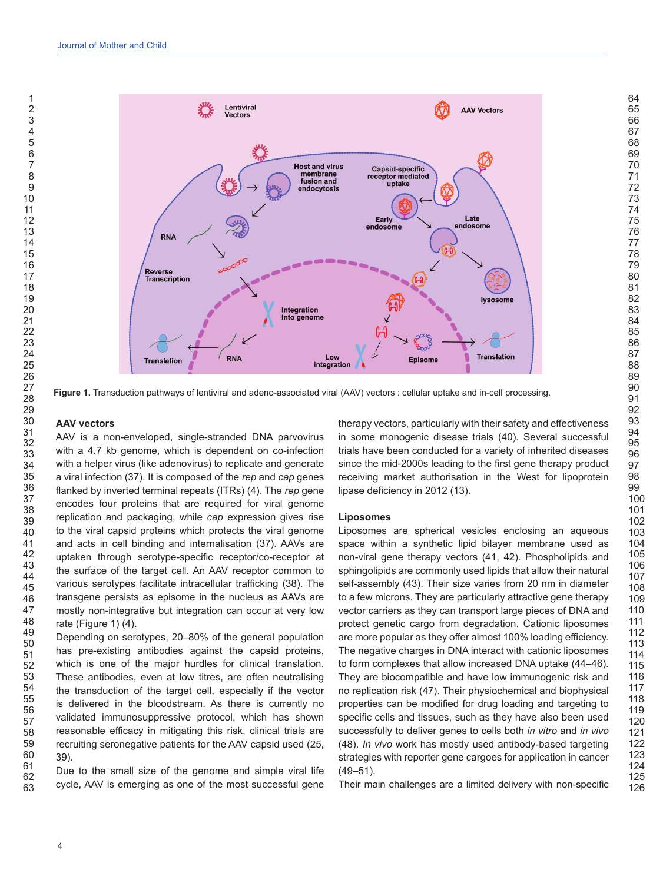Figure 1. Transduction pathways of lentiviral and adeno-associated viral (AAV) vectors : cellular uptake and in-cell processing.

### AAV vectors

AAV is a non-enveloped, single-stranded DNA parvovirus with a 4.7 kb genome, which is dependent on co-infection with a helper virus (like adenovirus) to replicate and generate a viral infection (37). It is composed of the *rep* and *cap* genes flanked by inverted terminal repeats (ITRs) (4). The *rep* gene encodes four proteins that are required for viral genome replication and packaging, while *cap* expression gives rise to the viral capsid proteins which protects the viral genome and acts in cell binding and internalisation (37). AAVs are uptaken through serotype-specific receptor/co-receptor at the surface of the target cell. An AAV receptor common to various serotypes facilitate intracellular trafficking (38). The transgene persists as episome in the nucleus as AAVs are mostly non-integrative but integration can occur at very low rate (Figure 1) (4).

Depending on serotypes, 20–80% of the general population has pre-existing antibodies against the capsid proteins, which is one of the major hurdles for clinical translation. These antibodies, even at low titres, are often neutralising the transduction of the target cell, especially if the vector is delivered in the bloodstream. As there is currently no validated immunosuppressive protocol, which has shown reasonable efficacy in mitigating this risk, clinical trials are recruiting seronegative patients for the AAV capsid used (25, 39).

Due to the small size of the genome and simple viral life cycle, AAV is emerging as one of the most successful gene therapy vectors, particularly with their safety and effectiveness in some monogenic disease trials (40). Several successful trials have been conducted for a variety of inherited diseases since the mid-2000s leading to the first gene therapy product receiving market authorisation in the West for lipoprotein lipase deficiency in 2012 (13).

### Liposomes

Liposomes are spherical vesicles enclosing an aqueous space within a synthetic lipid bilayer membrane used as non-viral gene therapy vectors (41, 42). Phospholipids and sphingolipids are commonly used lipids that allow their natural self-assembly (43). Their size varies from 20 nm in diameter to a few microns. They are particularly attractive gene therapy vector carriers as they can transport large pieces of DNA and protect genetic cargo from degradation. Cationic liposomes are more popular as they offer almost 100% loading efficiency. The negative charges in DNA interact with cationic liposomes to form complexes that allow increased DNA uptake (44–46). They are biocompatible and have low immunogenic risk and no replication risk (47). Their physiochemical and biophysical properties can be modified for drug loading and targeting to specific cells and tissues, such as they have also been used successfully to deliver genes to cells both *in vitro* and *in vivo* (48). *In vivo* work has mostly used antibody-based targeting strategies with reporter gene cargoes for application in cancer (49–51).

Their main challenges are a limited delivery with non-specific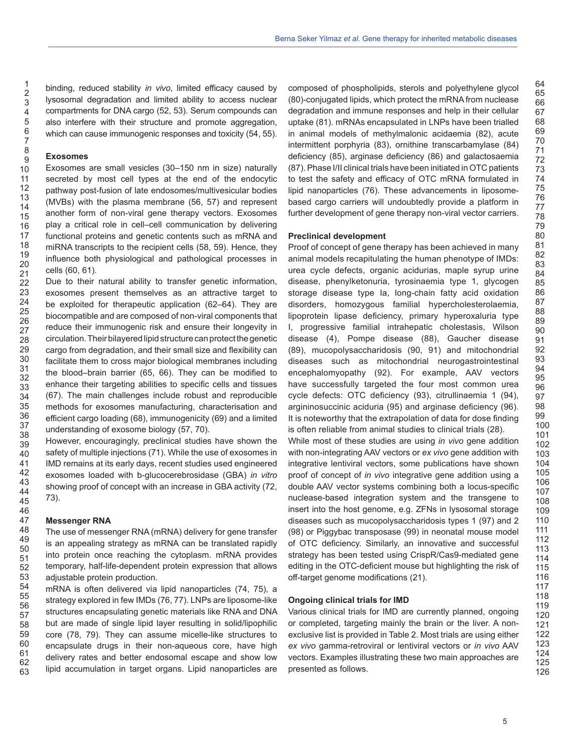binding, reduced stability *in vivo*, limited efficacy caused by lysosomal degradation and limited ability to access nuclear compartments for DNA cargo (52, 53). Serum compounds can also interfere with their structure and promote aggregation, which can cause immunogenic responses and toxicity (54, 55).

**Exosomes**

Exosomes are small vesicles (30–150 nm in size) naturally secreted by most cell types at the end of the endocytic pathway post-fusion of late endosomes/multivesicular bodies (MVBs) with the plasma membrane (56, 57) and represent another form of non-viral gene therapy vectors. Exosomes play a critical role in cell–cell communication by delivering functional proteins and genetic contents such as mRNA and miRNA transcripts to the recipient cells (58, 59). Hence, they influence both physiological and pathological processes in cells (60, 61).

Due to their natural ability to transfer genetic information, exosomes present themselves as an attractive target to be exploited for therapeutic application (62–64). They are biocompatible and are composed of non-viral components that reduce their immunogenic risk and ensure their longevity in circulation. Their bilayered lipid structure can protect the genetic cargo from degradation, and their small size and flexibility can facilitate them to cross major biological membranes including the blood–brain barrier (65, 66). They can be modified to enhance their targeting abilities to specific cells and tissues (67). The main challenges include robust and reproducible methods for exosomes manufacturing, characterisation and efficient cargo loading (68), immunogenicity (69) and a limited understanding of exosome biology (57, 70).

However, encouragingly, preclinical studies have shown the safety of multiple injections (71). While the use of exosomes in IMD remains at its early days, recent studies used engineered exosomes loaded with b-glucocerebrosidase (GBA) *in vitro* showing proof of concept with an increase in GBA activity (72, 73).

**Messenger RNA**

The use of messenger RNA (mRNA) delivery for gene transfer is an appealing strategy as mRNA can be translated rapidly into protein once reaching the cytoplasm. mRNA provides temporary, half-life-dependent protein expression that allows adjustable protein production.

mRNA is often delivered via lipid nanoparticles (74, 75), a strategy explored in few IMDs (76, 77). LNPs are liposome-like structures encapsulating genetic materials like RNA and DNA but are made of single lipid layer resulting in solid/lipophilic core (78, 79). They can assume micelle-like structures to encapsulate drugs in their non-aqueous core, have high delivery rates and better endosomal escape and show low lipid accumulation in target organs. Lipid nanoparticles are composed of phospholipids, sterols and polyethylene glycol (80)-conjugated lipids, which protect the mRNA from nuclease degradation and immune responses and help in their cellular uptake (81). mRNAs encapsulated in LNPs have been trialled in animal models of methylmalonic acidaemia (82), acute intermittent porphyria (83), ornithine transcarbamylase (84) deficiency (85), arginase deficiency (86) and galactosaemia (87). Phase I/II clinical trials have been initiated in OTC patients to test the safety and efficacy of OTC mRNA formulated in lipid nanoparticles (76). These advancements in liposome-based cargo carriers will undoubtedly provide a platform in further development of gene therapy non-viral vector carriers.

**Preclinical development**

Proof of concept of gene therapy has been achieved in many animal models recapitulating the human phenotype of IMDs: urea cycle defects, organic acidurias, maple syrup urine disease, phenylketonuria, tyrosinaemia type 1, glycogen storage disease type Ia, long-chain fatty acid oxidation disorders, homozygous familial hypercholesterolaemia, lipoprotein lipase deficiency, primary hyperoxaluria type I, progressive familial intrahepatic cholestasis, Wilson disease (4), Pompe disease (88), Gaucher disease (89), mucopolysaccharidosis (90, 91) and mitochondrial diseases such as mitochondrial neurogastrointestinal encephalomyopathy (92). For example, AAV vectors have successfully targeted the four most common urea cycle defects: OTC deficiency (93), citrullinaemia 1 (94), argininosuccinic aciduria (95) and arginase deficiency (96). It is noteworthy that the extrapolation of data for dose finding is often reliable from animal studies to clinical trials (28).

While most of these studies are using *in vivo* gene addition with non-integrating AAV vectors or *ex vivo* gene addition with integrative lentiviral vectors, some publications have shown proof of concept of *in vivo* integrative gene addition using a double AAV vector systems combining both a locus-specific nuclease-based integration system and the transgene to insert into the host genome, e.g. ZFNs in lysosomal storage diseases such as mucopolysaccharidosis types 1 (97) and 2 (98) or Piggybac transposase (99) in neonatal mouse model of OTC deficiency. Similarly, an innovative and successful strategy has been tested using CrispR/Cas9-mediated gene editing in the OTC-deficient mouse but highlighting the risk of off-target genome modifications (21).

**Ongoing clinical trials for IMD**

Various clinical trials for IMD are currently planned, ongoing or completed, targeting mainly the brain or the liver. A non-exclusive list is provided in Table 2. Most trials are using either *ex vivo* gamma-retroviral or lentiviral vectors or *in vivo* AAV vectors. Examples illustrating these two main approaches are presented as follows.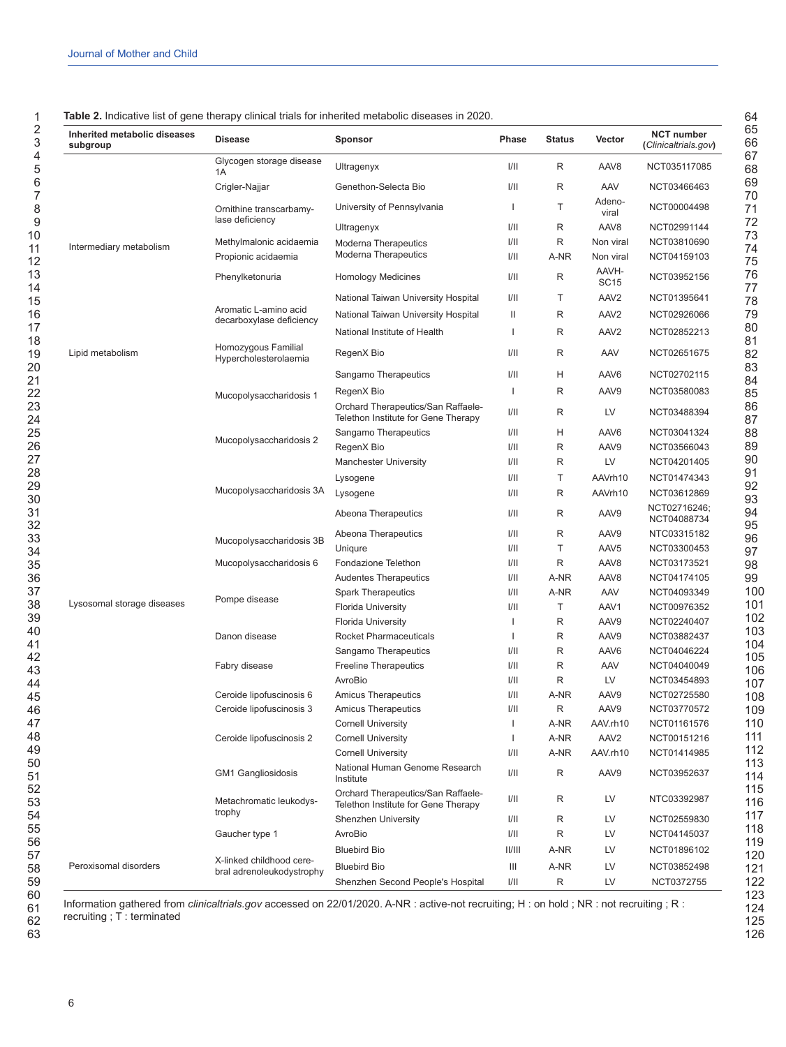**Table 2.** Indicative list of gene therapy clinical trials for inherited metabolic diseases in 2020.

| Inherited metabolic diseases subgroup | Disease | Sponsor | Phase | Status | Vector | NCT number (*Clinicaltrials.gov*) |
|---|---|---|---|---|---|---|
| Intermediary metabolism | Glycogen storage disease 1A | Ultragenyx | I/II | R | AAV8 | NCT035117085 |
| | Crigler-Najjar | Genethon-Selecta Bio | I/II | R | AAV | NCT03466463 |
| | Ornithine transcarbamylase deficiency | University of Pennsylvania | I | T | Adeno-viral | NCT00004498 |
| | | Ultragenyx | I/II | R | AAV8 | NCT02991144 |
| | Methylmalonic acidaemia | Moderna Therapeutics | I/II | R | Non viral | NCT03810690 |
| | Propionic acidaemia | Moderna Therapeutics | I/II | A-NR | Non viral | NCT04159103 |
| | Phenylketonuria | Homology Medicines | I/II | R | AAVH-SC15 | NCT03952156 |
| | Aromatic L-amino acid decarboxylase deficiency | National Taiwan University Hospital | I/II | T | AAV2 | NCT01395641 |
| | | National Taiwan University Hospital | II | R | AAV2 | NCT02926066 |
| | | National Institute of Health | I | R | AAV2 | NCT02852213 |
| Lipid metabolism | Homozygous Familial Hypercholesterolaemia | RegenX Bio | I/II | R | AAV | NCT02651675 |
| Lysosomal storage diseases | Mucopolysaccharidosis 1 | Sangamo Therapeutics | I/II | H | AAV6 | NCT02702115 |
| | | RegenX Bio | I | R | AAV9 | NCT03580083 |
| | | Orchard Therapeutics/San Raffaele-Telethon Institute for Gene Therapy | I/II | R | LV | NCT03488394 |
| | Mucopolysaccharidosis 2 | Sangamo Therapeutics | I/II | H | AAV6 | NCT03041324 |
| | | RegenX Bio | I/II | R | AAV9 | NCT03566043 |
| | | Manchester University | I/II | R | LV | NCT04201405 |
| | Mucopolysaccharidosis 3A | Lysogene | I/II | T | AAVrh10 | NCT01474343 |
| | | Lysogene | I/II | R | AAVrh10 | NCT03612869 |
| | | Abeona Therapeutics | I/II | R | AAV9 | NCT02716246; NCT04088734 |
| | Mucopolysaccharidosis 3B | Abeona Therapeutics | I/II | R | AAV9 | NTC03315182 |
| | | Uniqure | I/II | T | AAV5 | NCT03300453 |
| | Mucopolysaccharidosis 6 | Fondazione Telethon | I/II | R | AAV8 | NCT03173521 |
| | Pompe disease | Audentes Therapeutics | I/II | A-NR | AAV8 | NCT04174105 |
| | | Spark Therapeutics | I/II | A-NR | AAV | NCT04093349 |
| | | Florida University | I/II | T | AAV1 | NCT00976352 |
| | | Florida University | I | R | AAV9 | NCT02240407 |
| | Danon disease | Rocket Pharmaceuticals | I | R | AAV9 | NCT03882437 |
| | Fabry disease | Sangamo Therapeutics | I/II | R | AAV6 | NCT04046224 |
| | | Freeline Therapeutics | I/II | R | AAV | NCT04040049 |
| | | AvroBio | I/II | R | LV | NCT03454893 |
| | Ceroide lipofuscinosis 6 | Amicus Therapeutics | I/II | A-NR | AAV9 | NCT02725580 |
| | Ceroide lipofuscinosis 3 | Amicus Therapeutics | I/II | R | AAV9 | NCT03770572 |
| | Ceroide lipofuscinosis 2 | Cornell University | I | A-NR | AAV.rh10 | NCT01161576 |
| | | Cornell University | I | A-NR | AAV2 | NCT00151216 |
| | | Cornell University | I/II | A-NR | AAV.rh10 | NCT01414985 |
| | GM1 Gangliosidosis | National Human Genome Research Institute | I/II | R | AAV9 | NCT03952637 |
| | Metachromatic leukodystrophy | Orchard Therapeutics/San Raffaele-Telethon Institute for Gene Therapy | I/II | R | LV | NTC03392987 |
| | | Shenzhen University | I/II | R | LV | NCT02559830 |
| | Gaucher type 1 | AvroBio | I/II | R | LV | NCT04145037 |
| Peroxisomal disorders | X-linked childhood cerebral adrenoleukodystrophy | Bluebird Bio | II/III | A-NR | LV | NCT01896102 |
| | | Bluebird Bio | III | A-NR | LV | NCT03852498 |
| | | Shenzhen Second People's Hospital | I/II | R | LV | NCT0372755 |

Information gathered from *clinicaltrials.gov* accessed on 22/01/2020. A-NR : active-not recruiting; H : on hold ; NR : not recruiting ; R : recruiting ; T : terminated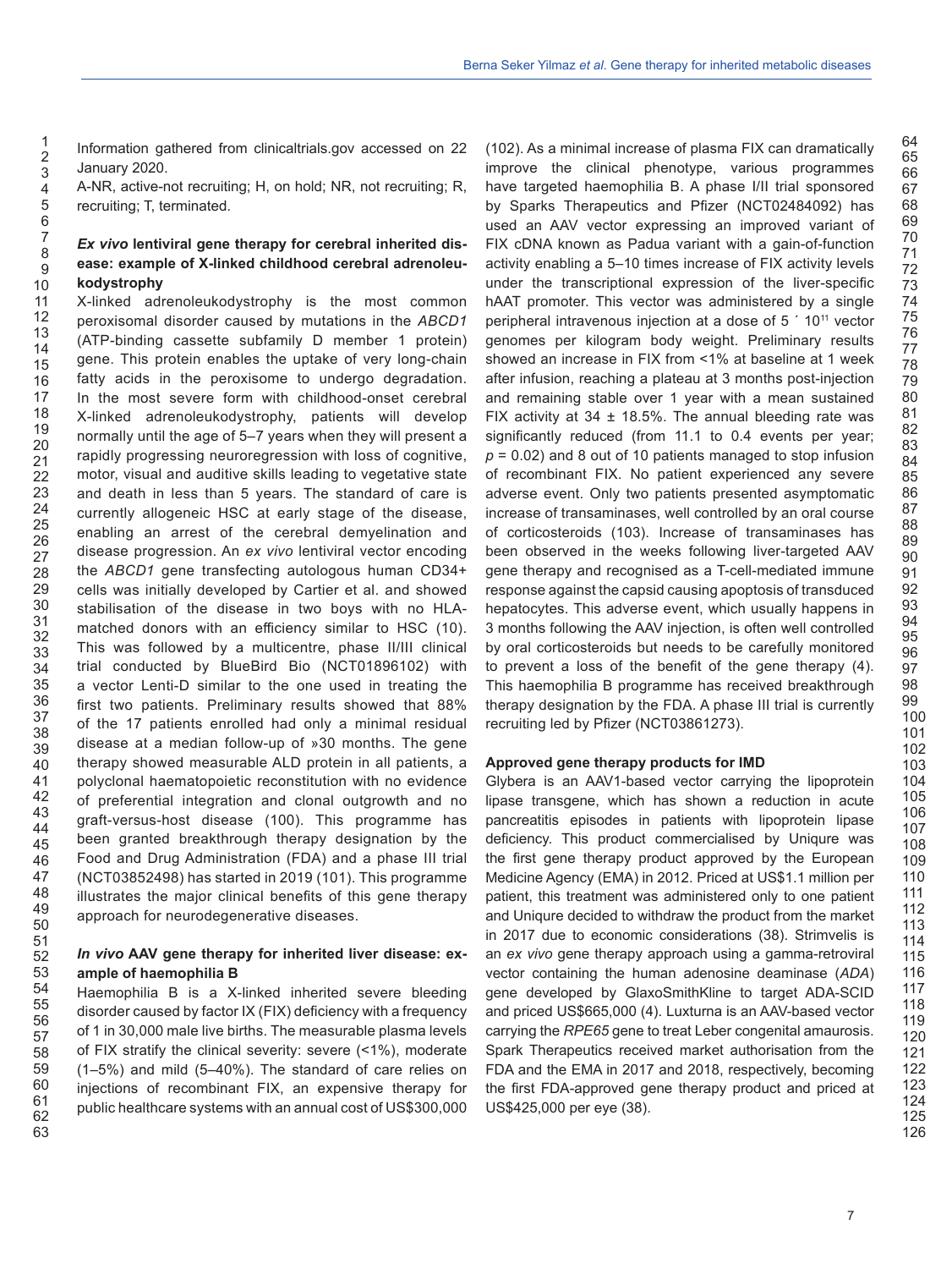Information gathered from clinicaltrials.gov accessed on 22 January 2020.

A-NR, active-not recruiting; H, on hold; NR, not recruiting; R, recruiting; T, terminated.

### *Ex vivo* lentiviral gene therapy for cerebral inherited disease: example of X-linked childhood cerebral adrenoleukodystrophy

X-linked adrenoleukodystrophy is the most common peroxisomal disorder caused by mutations in the *ABCD1* (ATP-binding cassette subfamily D member 1 protein) gene. This protein enables the uptake of very long-chain fatty acids in the peroxisome to undergo degradation. In the most severe form with childhood-onset cerebral X-linked adrenoleukodystrophy, patients will develop normally until the age of 5–7 years when they will present a rapidly progressing neuroregression with loss of cognitive, motor, visual and auditive skills leading to vegetative state and death in less than 5 years. The standard of care is currently allogeneic HSC at early stage of the disease, enabling an arrest of the cerebral demyelination and disease progression. An *ex vivo* lentiviral vector encoding the *ABCD1* gene transfecting autologous human CD34+ cells was initially developed by Cartier et al. and showed stabilisation of the disease in two boys with no HLA-matched donors with an efficiency similar to HSC (10). This was followed by a multicentre, phase II/III clinical trial conducted by BlueBird Bio (NCT01896102) with a vector Lenti-D similar to the one used in treating the first two patients. Preliminary results showed that 88% of the 17 patients enrolled had only a minimal residual disease at a median follow-up of »30 months. The gene therapy showed measurable ALD protein in all patients, a polyclonal haematopoietic reconstitution with no evidence of preferential integration and clonal outgrowth and no graft-versus-host disease (100). This programme has been granted breakthrough therapy designation by the Food and Drug Administration (FDA) and a phase III trial (NCT03852498) has started in 2019 (101). This programme illustrates the major clinical benefits of this gene therapy approach for neurodegenerative diseases.

### *In vivo* AAV gene therapy for inherited liver disease: example of haemophilia B

Haemophilia B is a X-linked inherited severe bleeding disorder caused by factor IX (FIX) deficiency with a frequency of 1 in 30,000 male live births. The measurable plasma levels of FIX stratify the clinical severity: severe (<1%), moderate (1–5%) and mild (5–40%). The standard of care relies on injections of recombinant FIX, an expensive therapy for public healthcare systems with an annual cost of US$300,000 (102). As a minimal increase of plasma FIX can dramatically improve the clinical phenotype, various programmes have targeted haemophilia B. A phase I/II trial sponsored by Sparks Therapeutics and Pfizer (NCT02484092) has used an AAV vector expressing an improved variant of FIX cDNA known as Padua variant with a gain-of-function activity enabling a 5–10 times increase of FIX activity levels under the transcriptional expression of the liver-specific hAAT promoter. This vector was administered by a single peripheral intravenous injection at a dose of $5 \times 10^{11}$ vector genomes per kilogram body weight. Preliminary results showed an increase in FIX from <1% at baseline at 1 week after infusion, reaching a plateau at 3 months post-injection and remaining stable over 1 year with a mean sustained FIX activity at 34 ± 18.5%. The annual bleeding rate was significantly reduced (from 11.1 to 0.4 events per year; $p = 0.02$) and 8 out of 10 patients managed to stop infusion of recombinant FIX. No patient experienced any severe adverse event. Only two patients presented asymptomatic increase of transaminases, well controlled by an oral course of corticosteroids (103). Increase of transaminases has been observed in the weeks following liver-targeted AAV gene therapy and recognised as a T-cell-mediated immune response against the capsid causing apoptosis of transduced hepatocytes. This adverse event, which usually happens in 3 months following the AAV injection, is often well controlled by oral corticosteroids but needs to be carefully monitored to prevent a loss of the benefit of the gene therapy (4). This haemophilia B programme has received breakthrough therapy designation by the FDA. A phase III trial is currently recruiting led by Pfizer (NCT03861273).

### Approved gene therapy products for IMD

Glybera is an AAV1-based vector carrying the lipoprotein lipase transgene, which has shown a reduction in acute pancreatitis episodes in patients with lipoprotein lipase deficiency. This product commercialised by Uniqure was the first gene therapy product approved by the European Medicine Agency (EMA) in 2012. Priced at US$1.1 million per patient, this treatment was administered only to one patient and Uniqure decided to withdraw the product from the market in 2017 due to economic considerations (38). Strimvelis is an *ex vivo* gene therapy approach using a gamma-retroviral vector containing the human adenosine deaminase (*ADA*) gene developed by GlaxoSmithKline to target ADA-SCID and priced US$665,000 (4). Luxturna is an AAV-based vector carrying the *RPE65* gene to treat Leber congenital amaurosis. Spark Therapeutics received market authorisation from the FDA and the EMA in 2017 and 2018, respectively, becoming the first FDA-approved gene therapy product and priced at US$425,000 per eye (38).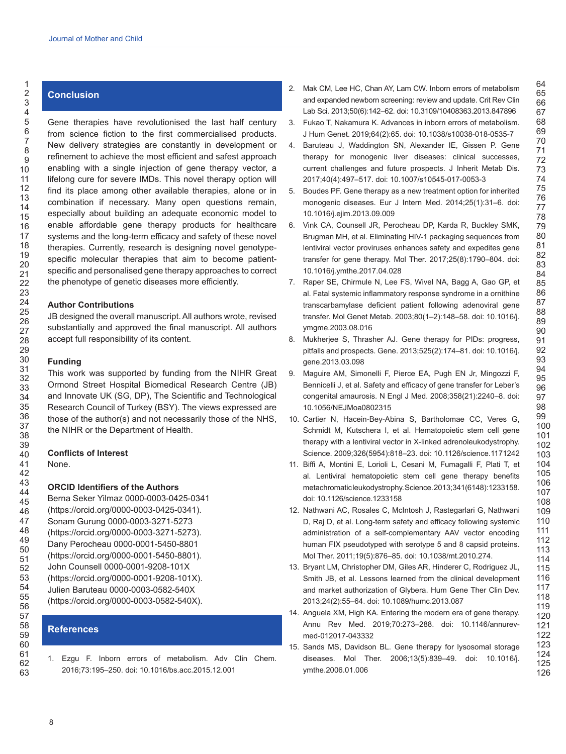## Conclusion

Gene therapies have revolutionised the last half century from science fiction to the first commercialised products. New delivery strategies are constantly in development or refinement to achieve the most efficient and safest approach enabling with a single injection of gene therapy vector, a lifelong cure for severe IMDs. This novel therapy option will find its place among other available therapies, alone or in combination if necessary. Many open questions remain, especially about building an adequate economic model to enable affordable gene therapy products for healthcare systems and the long-term efficacy and safety of these novel therapies. Currently, research is designing novel genotype-specific molecular therapies that aim to become patient-specific and personalised gene therapy approaches to correct the phenotype of genetic diseases more efficiently.

### Author Contributions

JB designed the overall manuscript. All authors wrote, revised substantially and approved the final manuscript. All authors accept full responsibility of its content.

### Funding

This work was supported by funding from the NIHR Great Ormond Street Hospital Biomedical Research Centre (JB) and Innovate UK (SG, DP), The Scientific and Technological Research Council of Turkey (BSY). The views expressed are those of the author(s) and not necessarily those of the NHS, the NIHR or the Department of Health.

### Conflicts of Interest

None.

### ORCID Identifiers of the Authors

Berna Seker Yilmaz 0000-0003-0425-0341 (https://orcid.org/0000-0003-0425-0341).
Sonam Gurung 0000-0003-3271-5273 (https://orcid.org/0000-0003-3271-5273).
Dany Perocheau 0000-0001-5450-8801 (https://orcid.org/0000-0001-5450-8801).
John Counsell 0000-0001-9208-101X (https://orcid.org/0000-0001-9208-101X).
Julien Baruteau 0000-0003-0582-540X (https://orcid.org/0000-0003-0582-540X).

## References

1. Ezgu F. Inborn errors of metabolism. Adv Clin Chem. 2016;73:195–250. doi: 10.1016/bs.acc.2015.12.001
2. Mak CM, Lee HC, Chan AY, Lam CW. Inborn errors of metabolism and expanded newborn screening: review and update. Crit Rev Clin Lab Sci. 2013;50(6):142–62. doi: 10.3109/10408363.2013.847896
3. Fukao T, Nakamura K. Advances in inborn errors of metabolism. J Hum Genet. 2019;64(2):65. doi: 10.1038/s10038-018-0535-7
4. Baruteau J, Waddington SN, Alexander IE, Gissen P. Gene therapy for monogenic liver diseases: clinical successes, current challenges and future prospects. J Inherit Metab Dis. 2017;40(4):497–517. doi: 10.1007/s10545-017-0053-3
5. Boudes PF. Gene therapy as a new treatment option for inherited monogenic diseases. Eur J Intern Med. 2014;25(1):31–6. doi: 10.1016/j.ejim.2013.09.009
6. Vink CA, Counsell JR, Perocheau DP, Karda R, Buckley SMK, Brugman MH, et al. Eliminating HIV-1 packaging sequences from lentiviral vector proviruses enhances safety and expedites gene transfer for gene therapy. Mol Ther. 2017;25(8):1790–804. doi: 10.1016/j.ymthe.2017.04.028
7. Raper SE, Chirmule N, Lee FS, Wivel NA, Bagg A, Gao GP, et al. Fatal systemic inflammatory response syndrome in a ornithine transcarbamylase deficient patient following adenoviral gene transfer. Mol Genet Metab. 2003;80(1–2):148–58. doi: 10.1016/j.ymgme.2003.08.016
8. Mukherjee S, Thrasher AJ. Gene therapy for PIDs: progress, pitfalls and prospects. Gene. 2013;525(2):174–81. doi: 10.1016/j.gene.2013.03.098
9. Maguire AM, Simonelli F, Pierce EA, Pugh EN Jr, Mingozzi F, Bennicelli J, et al. Safety and efficacy of gene transfer for Leber's congenital amaurosis. N Engl J Med. 2008;358(21):2240–8. doi: 10.1056/NEJMoa0802315
10. Cartier N, Hacein-Bey-Abina S, Bartholomae CC, Veres G, Schmidt M, Kutschera I, et al. Hematopoietic stem cell gene therapy with a lentiviral vector in X-linked adrenoleukodystrophy. Science. 2009;326(5954):818–23. doi: 10.1126/science.1171242
11. Biffi A, Montini E, Lorioli L, Cesani M, Fumagalli F, Plati T, et al. Lentiviral hematopoietic stem cell gene therapy benefits metachromatic leukodystrophy. Science. 2013;341(6148):1233158. doi: 10.1126/science.1233158
12. Nathwani AC, Rosales C, McIntosh J, Rastegarlari G, Nathwani D, Raj D, et al. Long-term safety and efficacy following systemic administration of a self-complementary AAV vector encoding human FIX pseudotyped with serotype 5 and 8 capsid proteins. Mol Ther. 2011;19(5):876–85. doi: 10.1038/mt.2010.274.
13. Bryant LM, Christopher DM, Giles AR, Hinderer C, Rodriguez JL, Smith JB, et al. Lessons learned from the clinical development and market authorization of Glybera. Hum Gene Ther Clin Dev. 2013;24(2):55–64. doi: 10.1089/humc.2013.087
14. Anguela XM, High KA. Entering the modern era of gene therapy. Annu Rev Med. 2019;70:273–288. doi: 10.1146/annurev-med-012017-043332
15. Sands MS, Davidson BL. Gene therapy for lysosomal storage diseases. Mol Ther. 2006;13(5):839–49. doi: 10.1016/j.ymthe.2006.01.006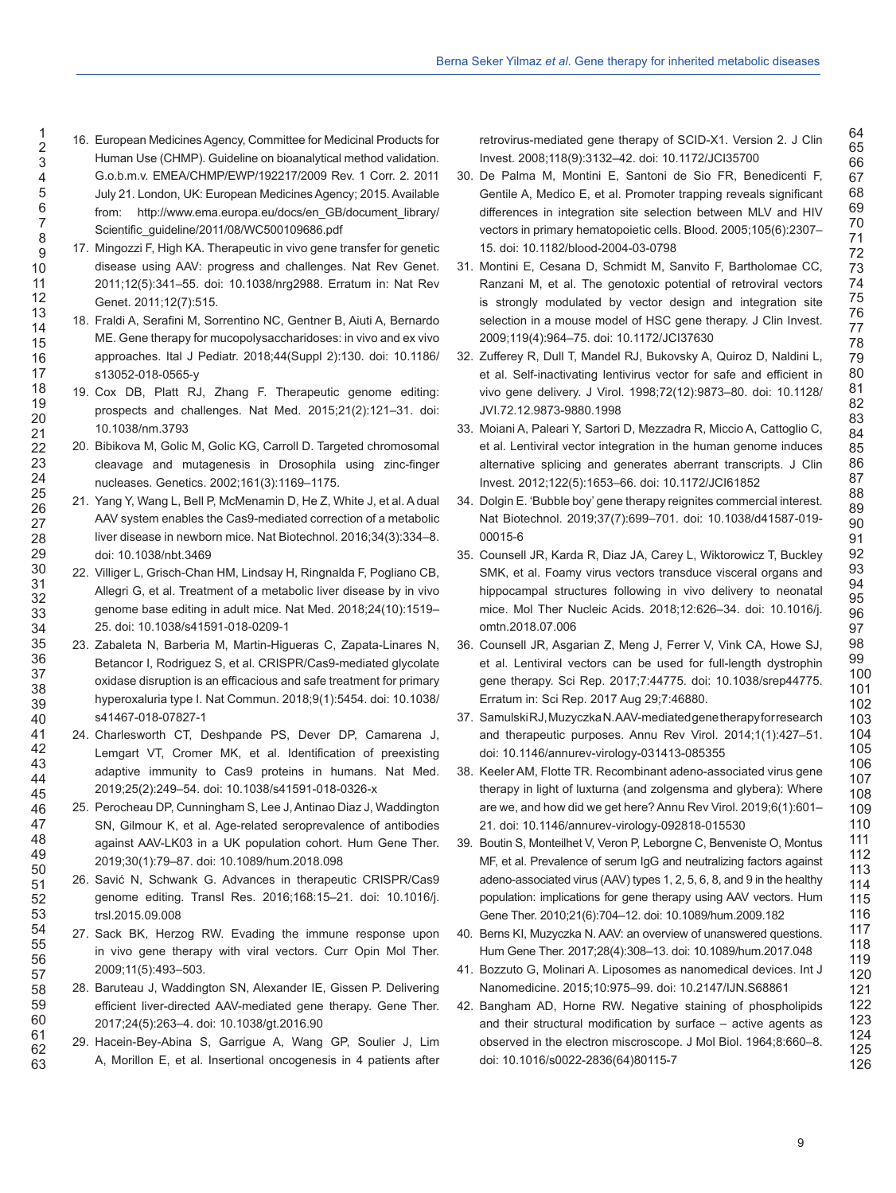16. European Medicines Agency, Committee for Medicinal Products for Human Use (CHMP). Guideline on bioanalytical method validation. G.o.b.m.v. EMEA/CHMP/EWP/192217/2009 Rev. 1 Corr. 2. 2011 July 21. London, UK: European Medicines Agency; 2015. Available from: http://www.ema.europa.eu/docs/en_GB/document_library/Scientific_guideline/2011/08/WC500109686.pdf
17. Mingozzi F, High KA. Therapeutic in vivo gene transfer for genetic disease using AAV: progress and challenges. Nat Rev Genet. 2011;12(5):341–55. doi: 10.1038/nrg2988. Erratum in: Nat Rev Genet. 2011;12(7):515.
18. Fraldi A, Serafini M, Sorrentino NC, Gentner B, Aiuti A, Bernardo ME. Gene therapy for mucopolysaccharidoses: in vivo and ex vivo approaches. Ital J Pediatr. 2018;44(Suppl 2):130. doi: 10.1186/s13052-018-0565-y
19. Cox DB, Platt RJ, Zhang F. Therapeutic genome editing: prospects and challenges. Nat Med. 2015;21(2):121–31. doi: 10.1038/nm.3793
20. Bibikova M, Golic M, Golic KG, Carroll D. Targeted chromosomal cleavage and mutagenesis in Drosophila using zinc-finger nucleases. Genetics. 2002;161(3):1169–1175.
21. Yang Y, Wang L, Bell P, McMenamin D, He Z, White J, et al. A dual AAV system enables the Cas9-mediated correction of a metabolic liver disease in newborn mice. Nat Biotechnol. 2016;34(3):334–8. doi: 10.1038/nbt.3469
22. Villiger L, Grisch-Chan HM, Lindsay H, Ringnalda F, Pogliano CB, Allegri G, et al. Treatment of a metabolic liver disease by in vivo genome base editing in adult mice. Nat Med. 2018;24(10):1519–25. doi: 10.1038/s41591-018-0209-1
23. Zabaleta N, Barberia M, Martin-Higueras C, Zapata-Linares N, Betancor I, Rodriguez S, et al. CRISPR/Cas9-mediated glycolate oxidase disruption is an efficacious and safe treatment for primary hyperoxaluria type I. Nat Commun. 2018;9(1):5454. doi: 10.1038/s41467-018-07827-1
24. Charlesworth CT, Deshpande PS, Dever DP, Camarena J, Lemgart VT, Cromer MK, et al. Identification of preexisting adaptive immunity to Cas9 proteins in humans. Nat Med. 2019;25(2):249–54. doi: 10.1038/s41591-018-0326-x
25. Perocheau DP, Cunningham S, Lee J, Antinao Diaz J, Waddington SN, Gilmour K, et al. Age-related seroprevalence of antibodies against AAV-LK03 in a UK population cohort. Hum Gene Ther. 2019;30(1):79–87. doi: 10.1089/hum.2018.098
26. Savić N, Schwank G. Advances in therapeutic CRISPR/Cas9 genome editing. Transl Res. 2016;168:15–21. doi: 10.1016/j.trsl.2015.09.008
27. Sack BK, Herzog RW. Evading the immune response upon in vivo gene therapy with viral vectors. Curr Opin Mol Ther. 2009;11(5):493–503.
28. Baruteau J, Waddington SN, Alexander IE, Gissen P. Delivering efficient liver-directed AAV-mediated gene therapy. Gene Ther. 2017;24(5):263–4. doi: 10.1038/gt.2016.90
29. Hacein-Bey-Abina S, Garrigue A, Wang GP, Soulier J, Lim A, Morillon E, et al. Insertional oncogenesis in 4 patients after retrovirus-mediated gene therapy of SCID-X1. Version 2. J Clin Invest. 2008;118(9):3132–42. doi: 10.1172/JCI35700
30. De Palma M, Montini E, Santoni de Sio FR, Benedicenti F, Gentile A, Medico E, et al. Promoter trapping reveals significant differences in integration site selection between MLV and HIV vectors in primary hematopoietic cells. Blood. 2005;105(6):2307–15. doi: 10.1182/blood-2004-03-0798
31. Montini E, Cesana D, Schmidt M, Sanvito F, Bartholomae CC, Ranzani M, et al. The genotoxic potential of retroviral vectors is strongly modulated by vector design and integration site selection in a mouse model of HSC gene therapy. J Clin Invest. 2009;119(4):964–75. doi: 10.1172/JCI37630
32. Zufferey R, Dull T, Mandel RJ, Bukovsky A, Quiroz D, Naldini L, et al. Self-inactivating lentivirus vector for safe and efficient in vivo gene delivery. J Virol. 1998;72(12):9873–80. doi: 10.1128/JVI.72.12.9873-9880.1998
33. Moiani A, Paleari Y, Sartori D, Mezzadra R, Miccio A, Cattoglio C, et al. Lentiviral vector integration in the human genome induces alternative splicing and generates aberrant transcripts. J Clin Invest. 2012;122(5):1653–66. doi: 10.1172/JCI61852
34. Dolgin E. 'Bubble boy' gene therapy reignites commercial interest. Nat Biotechnol. 2019;37(7):699–701. doi: 10.1038/d41587-019-00015-6
35. Counsell JR, Karda R, Diaz JA, Carey L, Wiktorowicz T, Buckley SMK, et al. Foamy virus vectors transduce visceral organs and hippocampal structures following in vivo delivery to neonatal mice. Mol Ther Nucleic Acids. 2018;12:626–34. doi: 10.1016/j.omtn.2018.07.006
36. Counsell JR, Asgarian Z, Meng J, Ferrer V, Vink CA, Howe SJ, et al. Lentiviral vectors can be used for full-length dystrophin gene therapy. Sci Rep. 2017;7:44775. doi: 10.1038/srep44775. Erratum in: Sci Rep. 2017 Aug 29;7:46880.
37. Samulski RJ, Muzyczka N. AAV-mediated gene therapy for research and therapeutic purposes. Annu Rev Virol. 2014;1(1):427–51. doi: 10.1146/annurev-virology-031413-085355
38. Keeler AM, Flotte TR. Recombinant adeno-associated virus gene therapy in light of luxturna (and zolgensma and glybera): Where are we, and how did we get here? Annu Rev Virol. 2019;6(1):601–21. doi: 10.1146/annurev-virology-092818-015530
39. Boutin S, Monteilhet V, Veron P, Leborgne C, Benveniste O, Montus MF, et al. Prevalence of serum IgG and neutralizing factors against adeno-associated virus (AAV) types 1, 2, 5, 6, 8, and 9 in the healthy population: implications for gene therapy using AAV vectors. Hum Gene Ther. 2010;21(6):704–12. doi: 10.1089/hum.2009.182
40. Berns KI, Muzyczka N. AAV: an overview of unanswered questions. Hum Gene Ther. 2017;28(4):308–13. doi: 10.1089/hum.2017.048
41. Bozzuto G, Molinari A. Liposomes as nanomedical devices. Int J Nanomedicine. 2015;10:975–99. doi: 10.2147/IJN.S68861
42. Bangham AD, Horne RW. Negative staining of phospholipids and their structural modification by surface – active agents as observed in the electron miscroscope. J Mol Biol. 1964;8:660–8. doi: 10.1016/s0022-2836(64)80115-7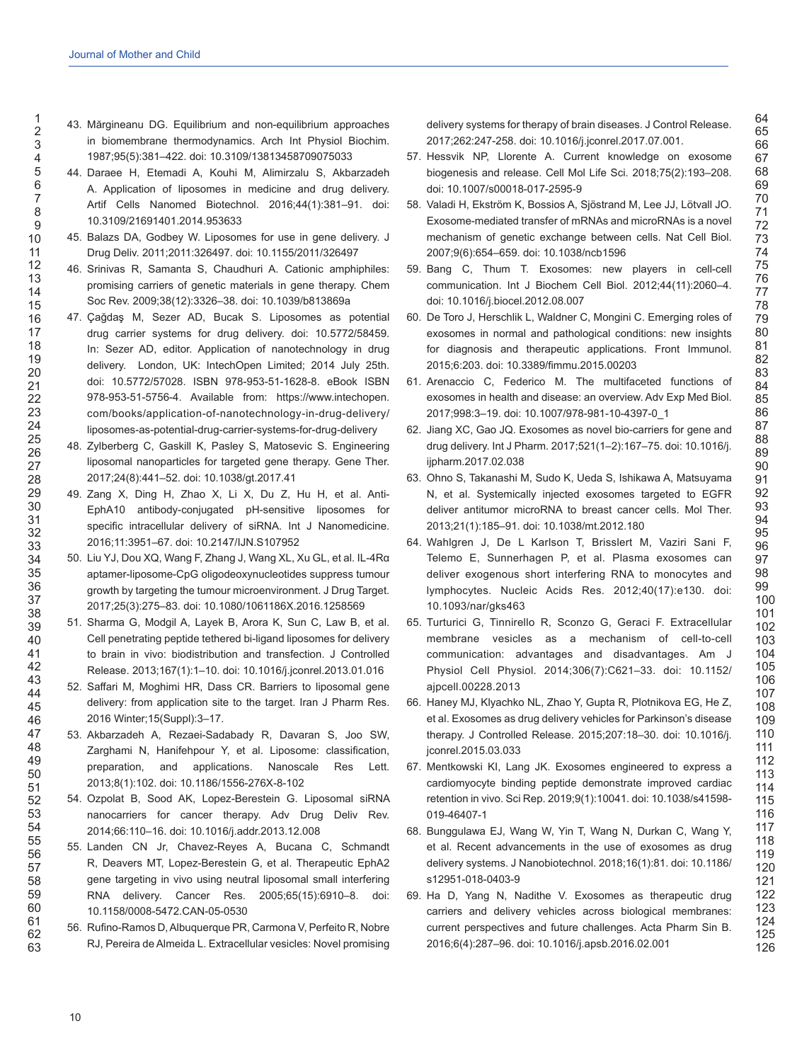43. Mărgineanu DG. Equilibrium and non-equilibrium approaches in biomembrane thermodynamics. Arch Int Physiol Biochim. 1987;95(5):381–422. doi: 10.3109/13813458709075033
44. Daraee H, Etemadi A, Kouhi M, Alimirzalu S, Akbarzadeh A. Application of liposomes in medicine and drug delivery. Artif Cells Nanomed Biotechnol. 2016;44(1):381–91. doi: 10.3109/21691401.2014.953633
45. Balazs DA, Godbey W. Liposomes for use in gene delivery. J Drug Deliv. 2011;2011:326497. doi: 10.1155/2011/326497
46. Srinivas R, Samanta S, Chaudhuri A. Cationic amphiphiles: promising carriers of genetic materials in gene therapy. Chem Soc Rev. 2009;38(12):3326–38. doi: 10.1039/b813869a
47. Çağdaş M, Sezer AD, Bucak S. Liposomes as potential drug carrier systems for drug delivery. doi: 10.5772/58459. In: Sezer AD, editor. Application of nanotechnology in drug delivery. London, UK: IntechOpen Limited; 2014 July 25th. doi: 10.5772/57028. ISBN 978-953-51-1628-8. eBook ISBN 978-953-51-5756-4. Available from: https://www.intechopen.com/books/application-of-nanotechnology-in-drug-delivery/liposomes-as-potential-drug-carrier-systems-for-drug-delivery
48. Zylberberg C, Gaskill K, Pasley S, Matosevic S. Engineering liposomal nanoparticles for targeted gene therapy. Gene Ther. 2017;24(8):441–52. doi: 10.1038/gt.2017.41
49. Zang X, Ding H, Zhao X, Li X, Du Z, Hu H, et al. Anti-EphA10 antibody-conjugated pH-sensitive liposomes for specific intracellular delivery of siRNA. Int J Nanomedicine. 2016;11:3951–67. doi: 10.2147/IJN.S107952
50. Liu YJ, Dou XQ, Wang F, Zhang J, Wang XL, Xu GL, et al. IL-4Rα aptamer-liposome-CpG oligodeoxynucleotides suppress tumour growth by targeting the tumour microenvironment. J Drug Target. 2017;25(3):275–83. doi: 10.1080/1061186X.2016.1258569
51. Sharma G, Modgil A, Layek B, Arora K, Sun C, Law B, et al. Cell penetrating peptide tethered bi-ligand liposomes for delivery to brain in vivo: biodistribution and transfection. J Controlled Release. 2013;167(1):1–10. doi: 10.1016/j.jconrel.2013.01.016
52. Saffari M, Moghimi HR, Dass CR. Barriers to liposomal gene delivery: from application site to the target. Iran J Pharm Res. 2016 Winter;15(Suppl):3–17.
53. Akbarzadeh A, Rezaei-Sadabady R, Davaran S, Joo SW, Zarghami N, Hanifehpour Y, et al. Liposome: classification, preparation, and applications. Nanoscale Res Lett. 2013;8(1):102. doi: 10.1186/1556-276X-8-102
54. Ozpolat B, Sood AK, Lopez-Berestein G. Liposomal siRNA nanocarriers for cancer therapy. Adv Drug Deliv Rev. 2014;66:110–16. doi: 10.1016/j.addr.2013.12.008
55. Landen CN Jr, Chavez-Reyes A, Bucana C, Schmandt R, Deavers MT, Lopez-Berestein G, et al. Therapeutic EphA2 gene targeting in vivo using neutral liposomal small interfering RNA delivery. Cancer Res. 2005;65(15):6910–8. doi: 10.1158/0008-5472.CAN-05-0530
56. Rufino-Ramos D, Albuquerque PR, Carmona V, Perfeito R, Nobre RJ, Pereira de Almeida L. Extracellular vesicles: Novel promising delivery systems for therapy of brain diseases. J Control Release. 2017;262:247-258. doi: 10.1016/j.jconrel.2017.07.001.
57. Hessvik NP, Llorente A. Current knowledge on exosome biogenesis and release. Cell Mol Life Sci. 2018;75(2):193–208. doi: 10.1007/s00018-017-2595-9
58. Valadi H, Ekström K, Bossios A, Sjöstrand M, Lee JJ, Lötvall JO. Exosome-mediated transfer of mRNAs and microRNAs is a novel mechanism of genetic exchange between cells. Nat Cell Biol. 2007;9(6):654–659. doi: 10.1038/ncb1596
59. Bang C, Thum T. Exosomes: new players in cell-cell communication. Int J Biochem Cell Biol. 2012;44(11):2060–4. doi: 10.1016/j.biocel.2012.08.007
60. De Toro J, Herschlik L, Waldner C, Mongini C. Emerging roles of exosomes in normal and pathological conditions: new insights for diagnosis and therapeutic applications. Front Immunol. 2015;6:203. doi: 10.3389/fimmu.2015.00203
61. Arenaccio C, Federico M. The multifaceted functions of exosomes in health and disease: an overview. Adv Exp Med Biol. 2017;998:3–19. doi: 10.1007/978-981-10-4397-0_1
62. Jiang XC, Gao JQ. Exosomes as novel bio-carriers for gene and drug delivery. Int J Pharm. 2017;521(1–2):167–75. doi: 10.1016/j.ijpharm.2017.02.038
63. Ohno S, Takanashi M, Sudo K, Ueda S, Ishikawa A, Matsuyama N, et al. Systemically injected exosomes targeted to EGFR deliver antitumor microRNA to breast cancer cells. Mol Ther. 2013;21(1):185–91. doi: 10.1038/mt.2012.180
64. Wahlgren J, De L Karlson T, Brisslert M, Vaziri Sani F, Telemo E, Sunnerhagen P, et al. Plasma exosomes can deliver exogenous short interfering RNA to monocytes and lymphocytes. Nucleic Acids Res. 2012;40(17):e130. doi: 10.1093/nar/gks463
65. Turturici G, Tinnirello R, Sconzo G, Geraci F. Extracellular membrane vesicles as a mechanism of cell-to-cell communication: advantages and disadvantages. Am J Physiol Cell Physiol. 2014;306(7):C621–33. doi: 10.1152/ajpcell.00228.2013
66. Haney MJ, Klyachko NL, Zhao Y, Gupta R, Plotnikova EG, He Z, et al. Exosomes as drug delivery vehicles for Parkinson's disease therapy. J Controlled Release. 2015;207:18–30. doi: 10.1016/j.jconrel.2015.03.033
67. Mentkowski KI, Lang JK. Exosomes engineered to express a cardiomyocyte binding peptide demonstrate improved cardiac retention in vivo. Sci Rep. 2019;9(1):10041. doi: 10.1038/s41598-019-46407-1
68. Bunggulawa EJ, Wang W, Yin T, Wang N, Durkan C, Wang Y, et al. Recent advancements in the use of exosomes as drug delivery systems. J Nanobiotechnol. 2018;16(1):81. doi: 10.1186/s12951-018-0403-9
69. Ha D, Yang N, Nadithe V. Exosomes as therapeutic drug carriers and delivery vehicles across biological membranes: current perspectives and future challenges. Acta Pharm Sin B. 2016;6(4):287–96. doi: 10.1016/j.apsb.2016.02.001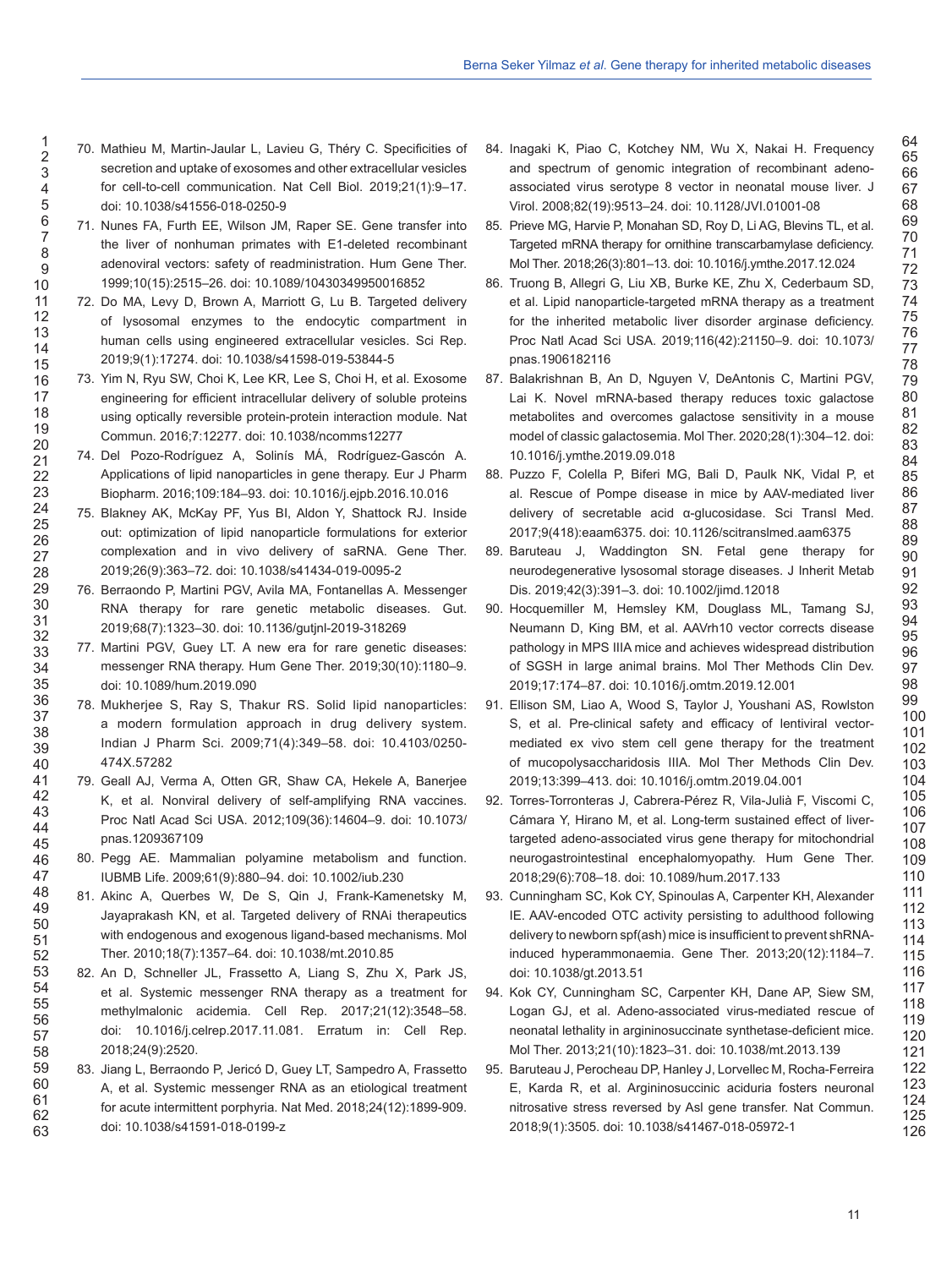70. Mathieu M, Martin-Jaular L, Lavieu G, Théry C. Specificities of secretion and uptake of exosomes and other extracellular vesicles for cell-to-cell communication. Nat Cell Biol. 2019;21(1):9–17. doi: 10.1038/s41556-018-0250-9
71. Nunes FA, Furth EE, Wilson JM, Raper SE. Gene transfer into the liver of nonhuman primates with E1-deleted recombinant adenoviral vectors: safety of readministration. Hum Gene Ther. 1999;10(15):2515–26. doi: 10.1089/10430349950016852
72. Do MA, Levy D, Brown A, Marriott G, Lu B. Targeted delivery of lysosomal enzymes to the endocytic compartment in human cells using engineered extracellular vesicles. Sci Rep. 2019;9(1):17274. doi: 10.1038/s41598-019-53844-5
73. Yim N, Ryu SW, Choi K, Lee KR, Lee S, Choi H, et al. Exosome engineering for efficient intracellular delivery of soluble proteins using optically reversible protein-protein interaction module. Nat Commun. 2016;7:12277. doi: 10.1038/ncomms12277
74. Del Pozo-Rodríguez A, Solinís MÁ, Rodríguez-Gascón A. Applications of lipid nanoparticles in gene therapy. Eur J Pharm Biopharm. 2016;109:184–93. doi: 10.1016/j.ejpb.2016.10.016
75. Blakney AK, McKay PF, Yus BI, Aldon Y, Shattock RJ. Inside out: optimization of lipid nanoparticle formulations for exterior complexation and in vivo delivery of saRNA. Gene Ther. 2019;26(9):363–72. doi: 10.1038/s41434-019-0095-2
76. Berraondo P, Martini PGV, Avila MA, Fontanellas A. Messenger RNA therapy for rare genetic metabolic diseases. Gut. 2019;68(7):1323–30. doi: 10.1136/gutjnl-2019-318269
77. Martini PGV, Guey LT. A new era for rare genetic diseases: messenger RNA therapy. Hum Gene Ther. 2019;30(10):1180–9. doi: 10.1089/hum.2019.090
78. Mukherjee S, Ray S, Thakur RS. Solid lipid nanoparticles: a modern formulation approach in drug delivery system. Indian J Pharm Sci. 2009;71(4):349–58. doi: 10.4103/0250-474X.57282
79. Geall AJ, Verma A, Otten GR, Shaw CA, Hekele A, Banerjee K, et al. Nonviral delivery of self-amplifying RNA vaccines. Proc Natl Acad Sci USA. 2012;109(36):14604–9. doi: 10.1073/pnas.1209367109
80. Pegg AE. Mammalian polyamine metabolism and function. IUBMB Life. 2009;61(9):880–94. doi: 10.1002/iub.230
81. Akinc A, Querbes W, De S, Qin J, Frank-Kamenetsky M, Jayaprakash KN, et al. Targeted delivery of RNAi therapeutics with endogenous and exogenous ligand-based mechanisms. Mol Ther. 2010;18(7):1357–64. doi: 10.1038/mt.2010.85
82. An D, Schneller JL, Frassetto A, Liang S, Zhu X, Park JS, et al. Systemic messenger RNA therapy as a treatment for methylmalonic acidemia. Cell Rep. 2017;21(12):3548–58. doi: 10.1016/j.celrep.2017.11.081. Erratum in: Cell Rep. 2018;24(9):2520.
83. Jiang L, Berraondo P, Jericó D, Guey LT, Sampedro A, Frassetto A, et al. Systemic messenger RNA as an etiological treatment for acute intermittent porphyria. Nat Med. 2018;24(12):1899-909. doi: 10.1038/s41591-018-0199-z
84. Inagaki K, Piao C, Kotchey NM, Wu X, Nakai H. Frequency and spectrum of genomic integration of recombinant adeno-associated virus serotype 8 vector in neonatal mouse liver. J Virol. 2008;82(19):9513–24. doi: 10.1128/JVI.01001-08
85. Prieve MG, Harvie P, Monahan SD, Roy D, Li AG, Blevins TL, et al. Targeted mRNA therapy for ornithine transcarbamylase deficiency. Mol Ther. 2018;26(3):801–13. doi: 10.1016/j.ymthe.2017.12.024
86. Truong B, Allegri G, Liu XB, Burke KE, Zhu X, Cederbaum SD, et al. Lipid nanoparticle-targeted mRNA therapy as a treatment for the inherited metabolic liver disorder arginase deficiency. Proc Natl Acad Sci USA. 2019;116(42):21150–9. doi: 10.1073/pnas.1906182116
87. Balakrishnan B, An D, Nguyen V, DeAntonis C, Martini PGV, Lai K. Novel mRNA-based therapy reduces toxic galactose metabolites and overcomes galactose sensitivity in a mouse model of classic galactosemia. Mol Ther. 2020;28(1):304–12. doi: 10.1016/j.ymthe.2019.09.018
88. Puzzo F, Colella P, Biferi MG, Bali D, Paulk NK, Vidal P, et al. Rescue of Pompe disease in mice by AAV-mediated liver delivery of secretable acid α-glucosidase. Sci Transl Med. 2017;9(418):eaam6375. doi: 10.1126/scitranslmed.aam6375
89. Baruteau J, Waddington SN. Fetal gene therapy for neurodegenerative lysosomal storage diseases. J Inherit Metab Dis. 2019;42(3):391–3. doi: 10.1002/jimd.12018
90. Hocquemiller M, Hemsley KM, Douglass ML, Tamang SJ, Neumann D, King BM, et al. AAVrh10 vector corrects disease pathology in MPS IIIA mice and achieves widespread distribution of SGSH in large animal brains. Mol Ther Methods Clin Dev. 2019;17:174–87. doi: 10.1016/j.omtm.2019.12.001
91. Ellison SM, Liao A, Wood S, Taylor J, Youshani AS, Rowlston S, et al. Pre-clinical safety and efficacy of lentiviral vector-mediated ex vivo stem cell gene therapy for the treatment of mucopolysaccharidosis IIIA. Mol Ther Methods Clin Dev. 2019;13:399–413. doi: 10.1016/j.omtm.2019.04.001
92. Torres-Torronteras J, Cabrera-Pérez R, Vila-Julià F, Viscomi C, Cámara Y, Hirano M, et al. Long-term sustained effect of liver-targeted adeno-associated virus gene therapy for mitochondrial neurogastrointestinal encephalomyopathy. Hum Gene Ther. 2018;29(6):708–18. doi: 10.1089/hum.2017.133
93. Cunningham SC, Kok CY, Spinoulas A, Carpenter KH, Alexander IE. AAV-encoded OTC activity persisting to adulthood following delivery to newborn spf(ash) mice is insufficient to prevent shRNA-induced hyperammonaemia. Gene Ther. 2013;20(12):1184–7. doi: 10.1038/gt.2013.51
94. Kok CY, Cunningham SC, Carpenter KH, Dane AP, Siew SM, Logan GJ, et al. Adeno-associated virus-mediated rescue of neonatal lethality in argininosuccinate synthetase-deficient mice. Mol Ther. 2013;21(10):1823–31. doi: 10.1038/mt.2013.139
95. Baruteau J, Perocheau DP, Hanley J, Lorvellec M, Rocha-Ferreira E, Karda R, et al. Argininosuccinic aciduria fosters neuronal nitrosative stress reversed by Asl gene transfer. Nat Commun. 2018;9(1):3505. doi: 10.1038/s41467-018-05972-1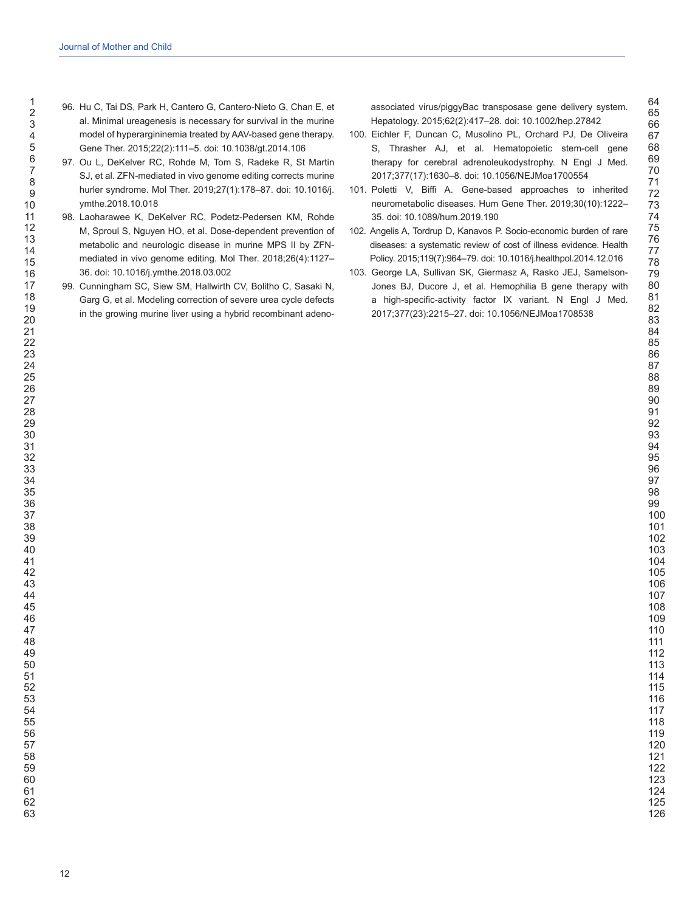96. Hu C, Tai DS, Park H, Cantero G, Cantero-Nieto G, Chan E, et al. Minimal ureagenesis is necessary for survival in the murine model of hyperargininemia treated by AAV-based gene therapy. Gene Ther. 2015;22(2):111–5. doi: 10.1038/gt.2014.106
97. Ou L, DeKelver RC, Rohde M, Tom S, Radeke R, St Martin SJ, et al. ZFN-mediated in vivo genome editing corrects murine hurler syndrome. Mol Ther. 2019;27(1):178–87. doi: 10.1016/j.ymthe.2018.10.018
98. Laoharawee K, DeKelver RC, Podetz-Pedersen KM, Rohde M, Sproul S, Nguyen HO, et al. Dose-dependent prevention of metabolic and neurologic disease in murine MPS II by ZFN-mediated in vivo genome editing. Mol Ther. 2018;26(4):1127–36. doi: 10.1016/j.ymthe.2018.03.002
99. Cunningham SC, Siew SM, Hallwirth CV, Bolitho C, Sasaki N, Garg G, et al. Modeling correction of severe urea cycle defects in the growing murine liver using a hybrid recombinant adeno-associated virus/piggyBac transposase gene delivery system. Hepatology. 2015;62(2):417–28. doi: 10.1002/hep.27842
100. Eichler F, Duncan C, Musolino PL, Orchard PJ, De Oliveira S, Thrasher AJ, et al. Hematopoietic stem-cell gene therapy for cerebral adrenoleukodystrophy. N Engl J Med. 2017;377(17):1630–8. doi: 10.1056/NEJMoa1700554
101. Poletti V, Biffi A. Gene-based approaches to inherited neurometabolic diseases. Hum Gene Ther. 2019;30(10):1222–35. doi: 10.1089/hum.2019.190
102. Angelis A, Tordrup D, Kanavos P. Socio-economic burden of rare diseases: a systematic review of cost of illness evidence. Health Policy. 2015;119(7):964–79. doi: 10.1016/j.healthpol.2014.12.016
103. George LA, Sullivan SK, Giermasz A, Rasko JEJ, Samelson-Jones BJ, Ducore J, et al. Hemophilia B gene therapy with a high-specific-activity factor IX variant. N Engl J Med. 2017;377(23):2215–27. doi: 10.1056/NEJMoa1708538